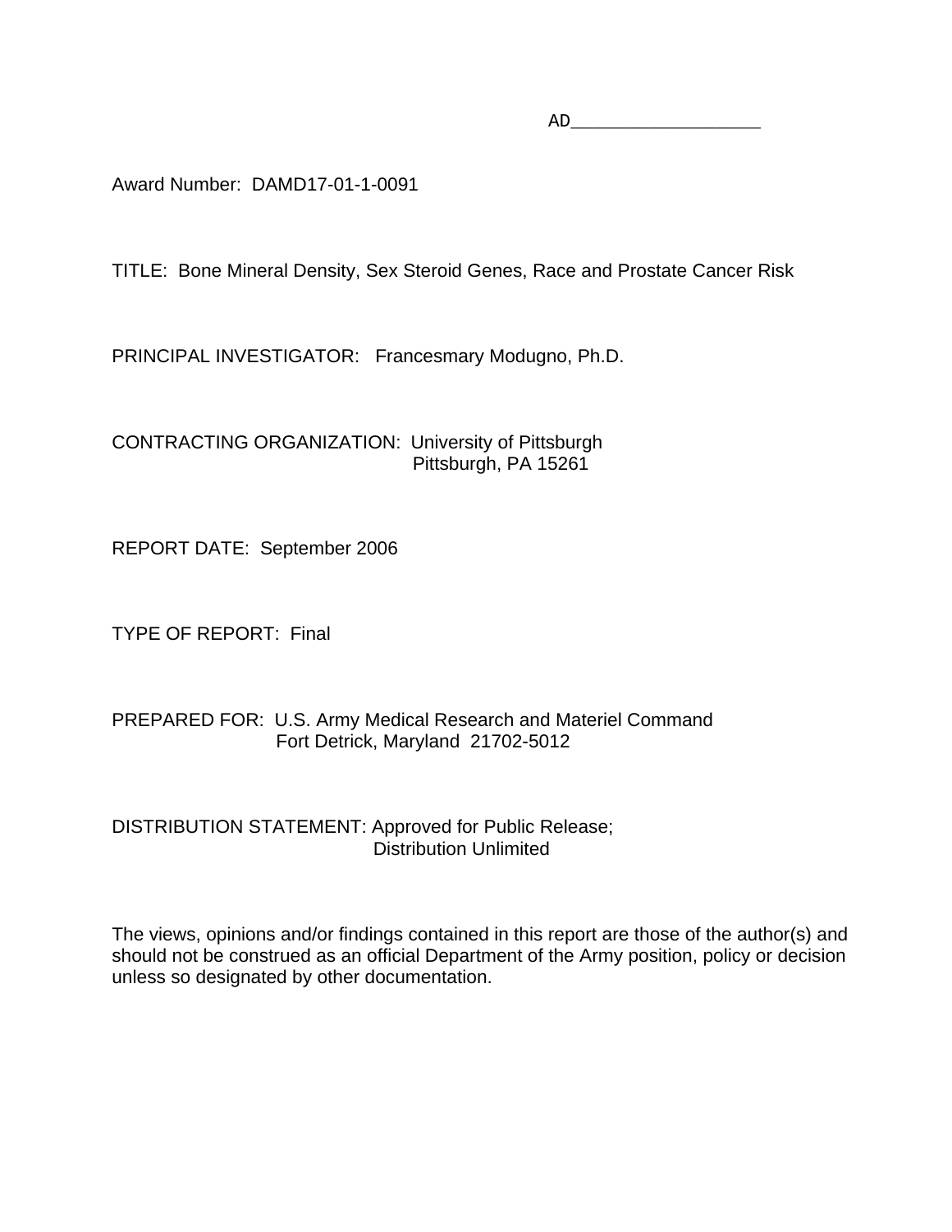AD_________________

Award Number: DAMD17-01-1-0091

TITLE: Bone Mineral Density, Sex Steroid Genes, Race and Prostate Cancer Risk

PRINCIPAL INVESTIGATOR: Francesmary Modugno, Ph.D.

CONTRACTING ORGANIZATION: University of Pittsburgh
Pittsburgh, PA 15261

REPORT DATE: September 2006

TYPE OF REPORT: Final

PREPARED FOR: U.S. Army Medical Research and Materiel Command
Fort Detrick, Maryland 21702-5012

DISTRIBUTION STATEMENT: Approved for Public Release;
Distribution Unlimited

The views, opinions and/or findings contained in this report are those of the author(s) and should not be construed as an official Department of the Army position, policy or decision unless so designated by other documentation.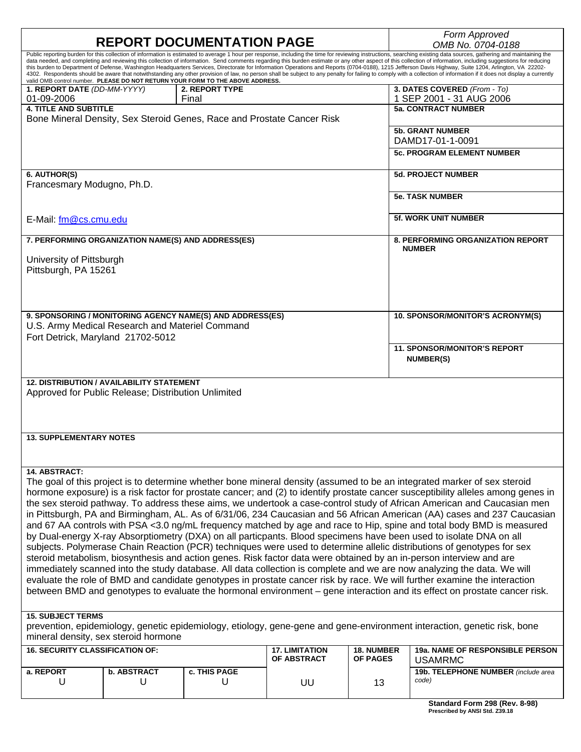# REPORT DOCUMENTATION PAGE

*Form Approved*
*OMB No. 0704-0188*

Public reporting burden for this collection of information is estimated to average 1 hour per response, including the time for reviewing instructions, searching existing data sources, gathering and maintaining the data needed, and completing and reviewing this collection of information. Send comments regarding this burden estimate or any other aspect of this collection of information, including suggestions for reducing this burden to Department of Defense, Washington Headquarters Services, Directorate for Information Operations and Reports (0704-0188), 1215 Jefferson Davis Highway, Suite 1204, Arlington, VA 22202-4302. Respondents should be aware that notwithstanding any other provision of law, no person shall be subject to any penalty for failing to comply with a collection of information if it does not display a currently valid OMB control number. **PLEASE DO NOT RETURN YOUR FORM TO THE ABOVE ADDRESS.**

| **1. REPORT DATE** *(DD-MM-YYYY)* | **2. REPORT TYPE** | **3. DATES COVERED** *(From - To)* |
|---|---|---|
| 01-09-2006 | Final | 1 SEP 2001 - 31 AUG 2006 |

**4. TITLE AND SUBTITLE**
Bone Mineral Density, Sex Steroid Genes, Race and Prostate Cancer Risk

**5a. CONTRACT NUMBER**

**5b. GRANT NUMBER**
DAMD17-01-1-0091

**5c. PROGRAM ELEMENT NUMBER**

**6. AUTHOR(S)**
Francesmary Modugno, Ph.D.

E-Mail: fm@cs.cmu.edu

**5d. PROJECT NUMBER**

**5e. TASK NUMBER**

**5f. WORK UNIT NUMBER**

**7. PERFORMING ORGANIZATION NAME(S) AND ADDRESS(ES)**

University of Pittsburgh
Pittsburgh, PA 15261

**8. PERFORMING ORGANIZATION REPORT NUMBER**

**9. SPONSORING / MONITORING AGENCY NAME(S) AND ADDRESS(ES)**
U.S. Army Medical Research and Materiel Command
Fort Detrick, Maryland 21702-5012

**10. SPONSOR/MONITOR'S ACRONYM(S)**

**11. SPONSOR/MONITOR'S REPORT NUMBER(S)**

**12. DISTRIBUTION / AVAILABILITY STATEMENT**
Approved for Public Release; Distribution Unlimited

**13. SUPPLEMENTARY NOTES**

**14. ABSTRACT:**
The goal of this project is to determine whether bone mineral density (assumed to be an integrated marker of sex steroid hormone exposure) is a risk factor for prostate cancer; and (2) to identify prostate cancer susceptibility alleles among genes in the sex steroid pathway. To address these aims, we undertook a case-control study of African American and Caucasian men in Pittsburgh, PA and Birmingham, AL. As of 6/31/06, 234 Caucasian and 56 African American (AA) cases and 237 Caucasian and 67 AA controls with PSA <3.0 ng/mL frequency matched by age and race to Hip, spine and total body BMD is measured by Dual-energy X-ray Absorptiometry (DXA) on all particpants. Blood specimens have been used to isolate DNA on all subjects. Polymerase Chain Reaction (PCR) techniques were used to determine allelic distributions of genotypes for sex steroid metabolism, biosynthesis and action genes. Risk factor data were obtained by an in-person interview and are immediately scanned into the study database. All data collection is complete and we are now analyzing the data. We will evaluate the role of BMD and candidate genotypes in prostate cancer risk by race. We will further examine the interaction between BMD and genotypes to evaluate the hormonal environment – gene interaction and its effect on prostate cancer risk.

**15. SUBJECT TERMS**
prevention, epidemiology, genetic epidemiology, etiology, gene-gene and gene-environment interaction, genetic risk, bone mineral density, sex steroid hormone

| **16. SECURITY CLASSIFICATION OF:** | | | **17. LIMITATION OF ABSTRACT** | **18. NUMBER OF PAGES** | **19a. NAME OF RESPONSIBLE PERSON** USAMRMC |
|---|---|---|---|---|---|
| **a. REPORT** U | **b. ABSTRACT** U | **c. THIS PAGE** U | UU | 13 | **19b. TELEPHONE NUMBER** *(include area code)* |

**Standard Form 298 (Rev. 8-98)**
**Prescribed by ANSI Std. Z39.18**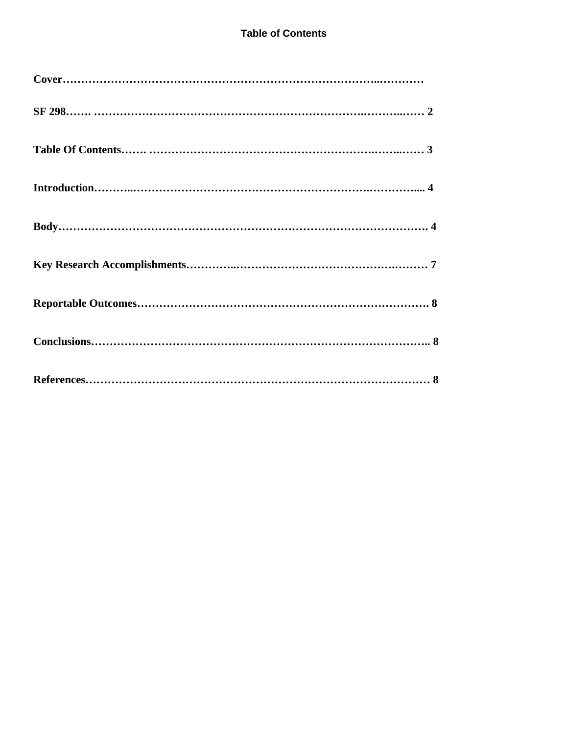### Table of Contents

**Cover……………………………………………………………………………..…………**

**SF 298……. ……………………………………………………………….………..…… 2**

**Table Of Contents……. ………………………………………………….……..…… 3**

**Introduction………..………………………………………………………….………….... 4**

**Body…………………………………………………………………………………………. 4**

**Key Research Accomplishments…………..…………………………………….……… 7**

**Reportable Outcomes………………………………………………………………………. 8**

**Conclusions……………………………………………………………………………….. 8**

**References………………………………………………………………………………… 8**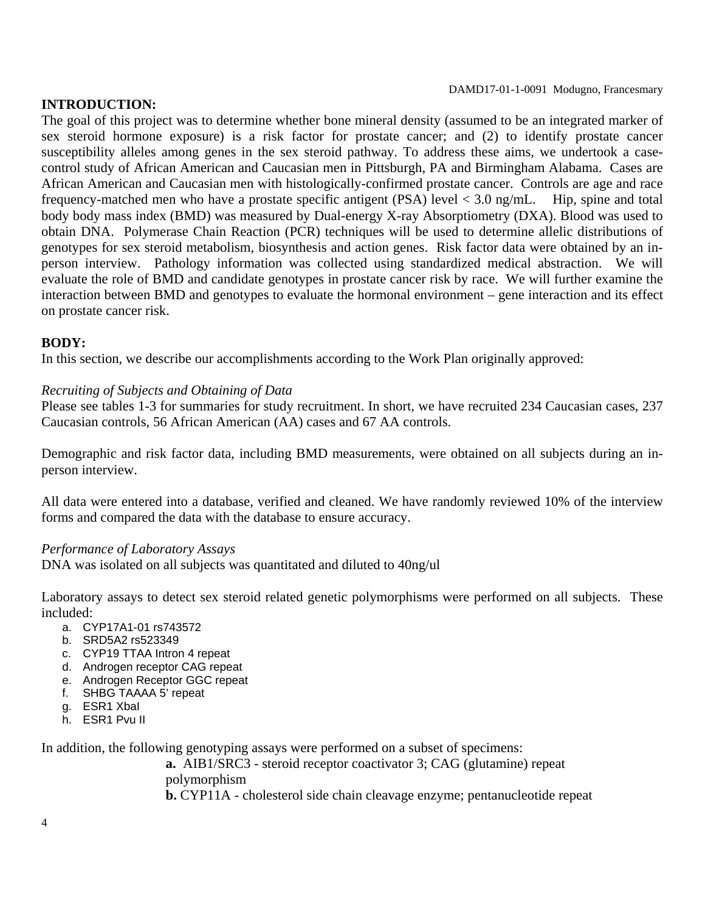**INTRODUCTION:**

The goal of this project was to determine whether bone mineral density (assumed to be an integrated marker of sex steroid hormone exposure) is a risk factor for prostate cancer; and (2) to identify prostate cancer susceptibility alleles among genes in the sex steroid pathway. To address these aims, we undertook a case-control study of African American and Caucasian men in Pittsburgh, PA and Birmingham Alabama. Cases are African American and Caucasian men with histologically-confirmed prostate cancer. Controls are age and race frequency-matched men who have a prostate specific antigent (PSA) level < 3.0 ng/mL. Hip, spine and total body body mass index (BMD) was measured by Dual-energy X-ray Absorptiometry (DXA). Blood was used to obtain DNA. Polymerase Chain Reaction (PCR) techniques will be used to determine allelic distributions of genotypes for sex steroid metabolism, biosynthesis and action genes. Risk factor data were obtained by an in-person interview. Pathology information was collected using standardized medical abstraction. We will evaluate the role of BMD and candidate genotypes in prostate cancer risk by race. We will further examine the interaction between BMD and genotypes to evaluate the hormonal environment – gene interaction and its effect on prostate cancer risk.

**BODY:**

In this section, we describe our accomplishments according to the Work Plan originally approved:

*Recruiting of Subjects and Obtaining of Data*

Please see tables 1-3 for summaries for study recruitment. In short, we have recruited 234 Caucasian cases, 237 Caucasian controls, 56 African American (AA) cases and 67 AA controls.

Demographic and risk factor data, including BMD measurements, were obtained on all subjects during an in-person interview.

All data were entered into a database, verified and cleaned. We have randomly reviewed 10% of the interview forms and compared the data with the database to ensure accuracy.

*Performance of Laboratory Assays*

DNA was isolated on all subjects was quantitated and diluted to 40ng/ul

Laboratory assays to detect sex steroid related genetic polymorphisms were performed on all subjects. These included:

a. CYP17A1-01 rs743572
b. SRD5A2 rs523349
c. CYP19 TTAA Intron 4 repeat
d. Androgen receptor CAG repeat
e. Androgen Receptor GGC repeat
f. SHBG TAAAA 5' repeat
g. ESR1 XbaI
h. ESR1 Pvu II

In addition, the following genotyping assays were performed on a subset of specimens:

**a.** AIB1/SRC3 - steroid receptor coactivator 3; CAG (glutamine) repeat polymorphism

**b.** CYP11A - cholesterol side chain cleavage enzyme; pentanucleotide repeat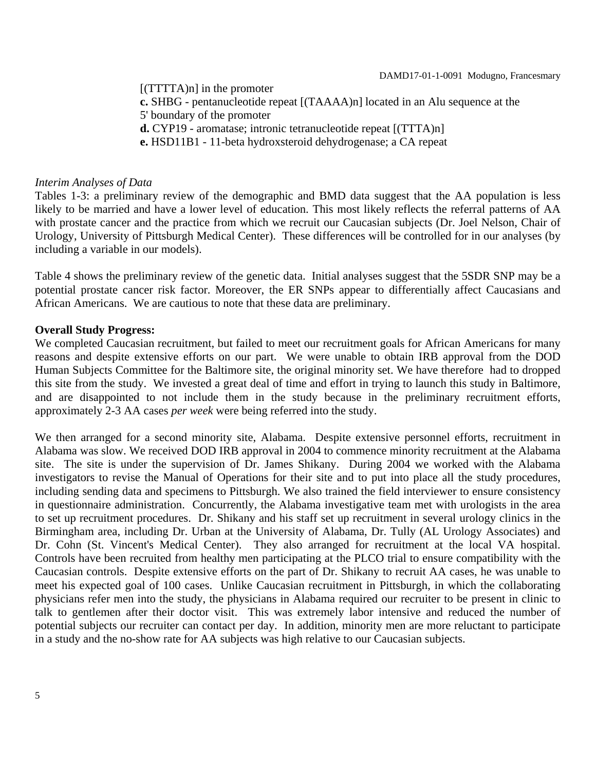[(TTTTA)n] in the promoter

**c.** SHBG - pentanucleotide repeat [(TAAAA)n] located in an Alu sequence at the 5' boundary of the promoter

**d.** CYP19 - aromatase; intronic tetranucleotide repeat [(TTTA)n]

**e.** HSD11B1 - 11-beta hydroxsteroid dehydrogenase; a CA repeat

*Interim Analyses of Data*

Tables 1-3: a preliminary review of the demographic and BMD data suggest that the AA population is less likely to be married and have a lower level of education. This most likely reflects the referral patterns of AA with prostate cancer and the practice from which we recruit our Caucasian subjects (Dr. Joel Nelson, Chair of Urology, University of Pittsburgh Medical Center). These differences will be controlled for in our analyses (by including a variable in our models).

Table 4 shows the preliminary review of the genetic data. Initial analyses suggest that the 5SDR SNP may be a potential prostate cancer risk factor. Moreover, the ER SNPs appear to differentially affect Caucasians and African Americans. We are cautious to note that these data are preliminary.

**Overall Study Progress:**

We completed Caucasian recruitment, but failed to meet our recruitment goals for African Americans for many reasons and despite extensive efforts on our part. We were unable to obtain IRB approval from the DOD Human Subjects Committee for the Baltimore site, the original minority set. We have therefore had to dropped this site from the study. We invested a great deal of time and effort in trying to launch this study in Baltimore, and are disappointed to not include them in the study because in the preliminary recruitment efforts, approximately 2-3 AA cases *per week* were being referred into the study.

We then arranged for a second minority site, Alabama. Despite extensive personnel efforts, recruitment in Alabama was slow. We received DOD IRB approval in 2004 to commence minority recruitment at the Alabama site. The site is under the supervision of Dr. James Shikany. During 2004 we worked with the Alabama investigators to revise the Manual of Operations for their site and to put into place all the study procedures, including sending data and specimens to Pittsburgh. We also trained the field interviewer to ensure consistency in questionnaire administration. Concurrently, the Alabama investigative team met with urologists in the area to set up recruitment procedures. Dr. Shikany and his staff set up recruitment in several urology clinics in the Birmingham area, including Dr. Urban at the University of Alabama, Dr. Tully (AL Urology Associates) and Dr. Cohn (St. Vincent's Medical Center). They also arranged for recruitment at the local VA hospital. Controls have been recruited from healthy men participating at the PLCO trial to ensure compatibility with the Caucasian controls. Despite extensive efforts on the part of Dr. Shikany to recruit AA cases, he was unable to meet his expected goal of 100 cases. Unlike Caucasian recruitment in Pittsburgh, in which the collaborating physicians refer men into the study, the physicians in Alabama required our recruiter to be present in clinic to talk to gentlemen after their doctor visit. This was extremely labor intensive and reduced the number of potential subjects our recruiter can contact per day. In addition, minority men are more reluctant to participate in a study and the no-show rate for AA subjects was high relative to our Caucasian subjects.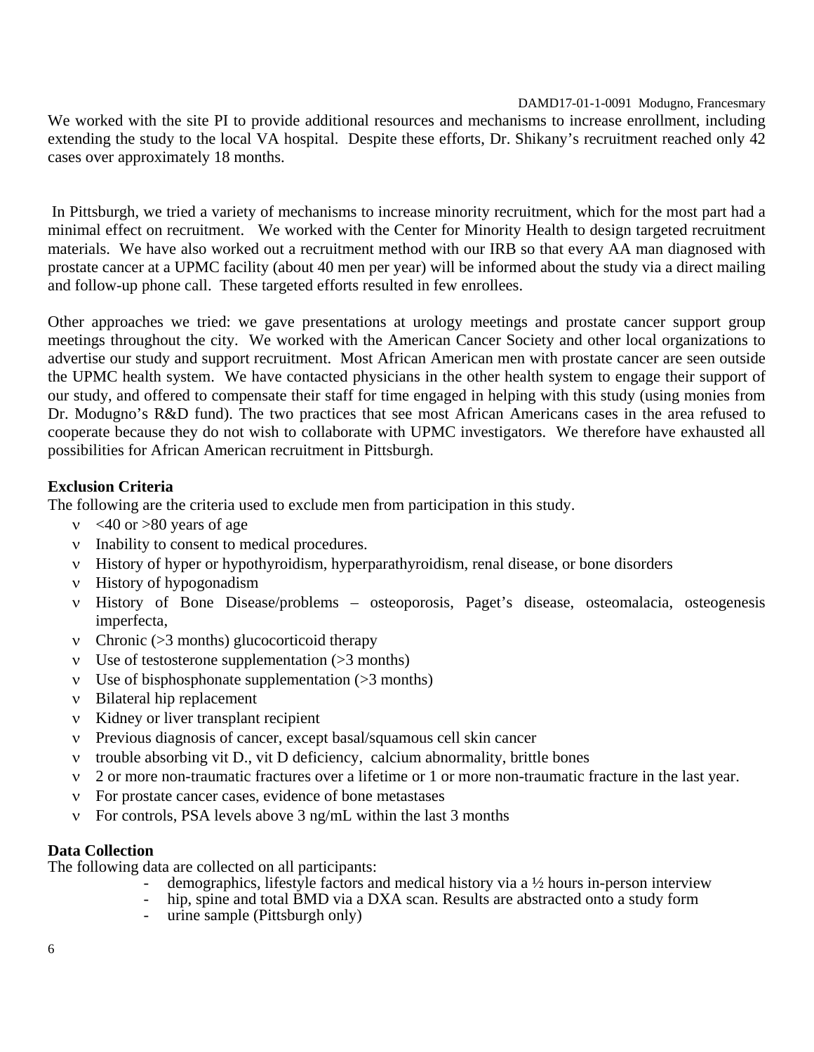We worked with the site PI to provide additional resources and mechanisms to increase enrollment, including extending the study to the local VA hospital. Despite these efforts, Dr. Shikany's recruitment reached only 42 cases over approximately 18 months.

In Pittsburgh, we tried a variety of mechanisms to increase minority recruitment, which for the most part had a minimal effect on recruitment. We worked with the Center for Minority Health to design targeted recruitment materials. We have also worked out a recruitment method with our IRB so that every AA man diagnosed with prostate cancer at a UPMC facility (about 40 men per year) will be informed about the study via a direct mailing and follow-up phone call. These targeted efforts resulted in few enrollees.

Other approaches we tried: we gave presentations at urology meetings and prostate cancer support group meetings throughout the city. We worked with the American Cancer Society and other local organizations to advertise our study and support recruitment. Most African American men with prostate cancer are seen outside the UPMC health system. We have contacted physicians in the other health system to engage their support of our study, and offered to compensate their staff for time engaged in helping with this study (using monies from Dr. Modugno's R&D fund). The two practices that see most African Americans cases in the area refused to cooperate because they do not wish to collaborate with UPMC investigators. We therefore have exhausted all possibilities for African American recruitment in Pittsburgh.

**Exclusion Criteria**

The following are the criteria used to exclude men from participation in this study.

- <40 or >80 years of age
- Inability to consent to medical procedures.
- History of hyper or hypothyroidism, hyperparathyroidism, renal disease, or bone disorders
- History of hypogonadism
- History of Bone Disease/problems – osteoporosis, Paget's disease, osteomalacia, osteogenesis imperfecta,
- Chronic (>3 months) glucocorticoid therapy
- Use of testosterone supplementation (>3 months)
- Use of bisphosphonate supplementation (>3 months)
- Bilateral hip replacement
- Kidney or liver transplant recipient
- Previous diagnosis of cancer, except basal/squamous cell skin cancer
- trouble absorbing vit D., vit D deficiency, calcium abnormality, brittle bones
- 2 or more non-traumatic fractures over a lifetime or 1 or more non-traumatic fracture in the last year.
- For prostate cancer cases, evidence of bone metastases
- For controls, PSA levels above 3 ng/mL within the last 3 months

**Data Collection**

The following data are collected on all participants:

- demographics, lifestyle factors and medical history via a ½ hours in-person interview
- hip, spine and total BMD via a DXA scan. Results are abstracted onto a study form
- urine sample (Pittsburgh only)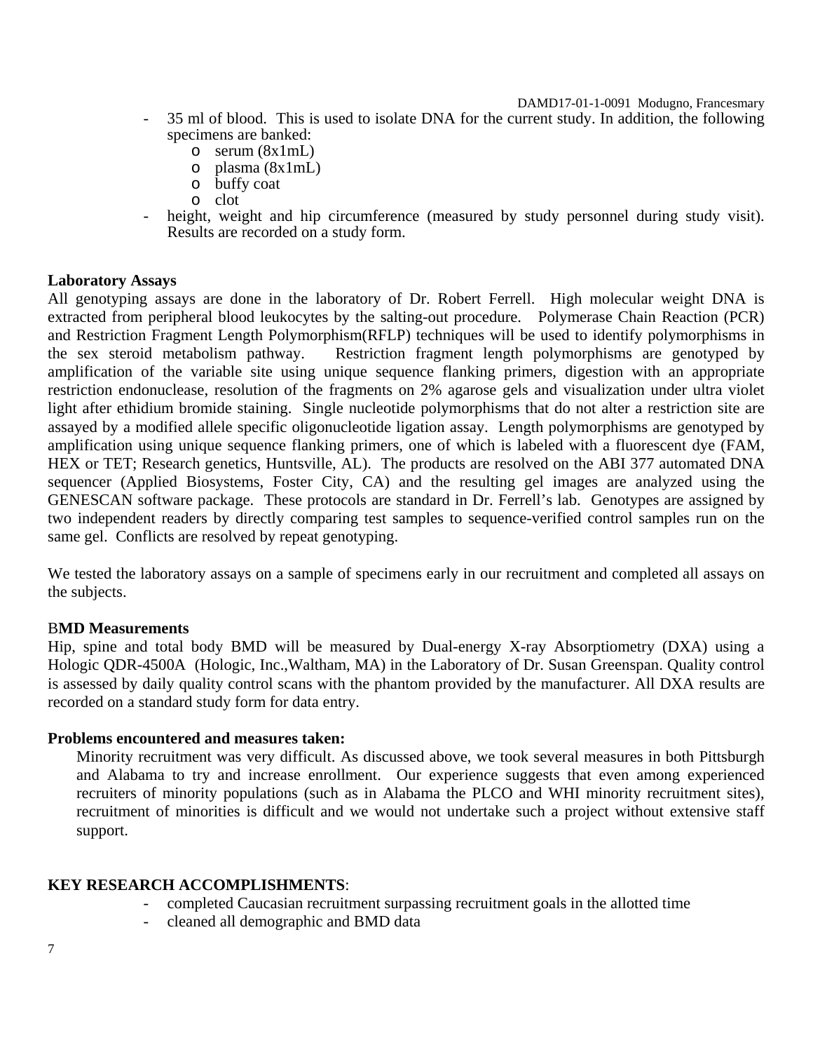- 35 ml of blood. This is used to isolate DNA for the current study. In addition, the following specimens are banked:
    - serum (8x1mL)
    - plasma (8x1mL)
    - buffy coat
    - clot
- height, weight and hip circumference (measured by study personnel during study visit). Results are recorded on a study form.

**Laboratory Assays**

All genotyping assays are done in the laboratory of Dr. Robert Ferrell. High molecular weight DNA is extracted from peripheral blood leukocytes by the salting-out procedure. Polymerase Chain Reaction (PCR) and Restriction Fragment Length Polymorphism(RFLP) techniques will be used to identify polymorphisms in the sex steroid metabolism pathway. Restriction fragment length polymorphisms are genotyped by amplification of the variable site using unique sequence flanking primers, digestion with an appropriate restriction endonuclease, resolution of the fragments on 2% agarose gels and visualization under ultra violet light after ethidium bromide staining. Single nucleotide polymorphisms that do not alter a restriction site are assayed by a modified allele specific oligonucleotide ligation assay. Length polymorphisms are genotyped by amplification using unique sequence flanking primers, one of which is labeled with a fluorescent dye (FAM, HEX or TET; Research genetics, Huntsville, AL). The products are resolved on the ABI 377 automated DNA sequencer (Applied Biosystems, Foster City, CA) and the resulting gel images are analyzed using the GENESCAN software package. These protocols are standard in Dr. Ferrell's lab. Genotypes are assigned by two independent readers by directly comparing test samples to sequence-verified control samples run on the same gel. Conflicts are resolved by repeat genotyping.

We tested the laboratory assays on a sample of specimens early in our recruitment and completed all assays on the subjects.

**BMD Measurements**

Hip, spine and total body BMD will be measured by Dual-energy X-ray Absorptiometry (DXA) using a Hologic QDR-4500A (Hologic, Inc.,Waltham, MA) in the Laboratory of Dr. Susan Greenspan. Quality control is assessed by daily quality control scans with the phantom provided by the manufacturer. All DXA results are recorded on a standard study form for data entry.

**Problems encountered and measures taken:**

Minority recruitment was very difficult. As discussed above, we took several measures in both Pittsburgh and Alabama to try and increase enrollment. Our experience suggests that even among experienced recruiters of minority populations (such as in Alabama the PLCO and WHI minority recruitment sites), recruitment of minorities is difficult and we would not undertake such a project without extensive staff support.

**KEY RESEARCH ACCOMPLISHMENTS**:

- completed Caucasian recruitment surpassing recruitment goals in the allotted time
- cleaned all demographic and BMD data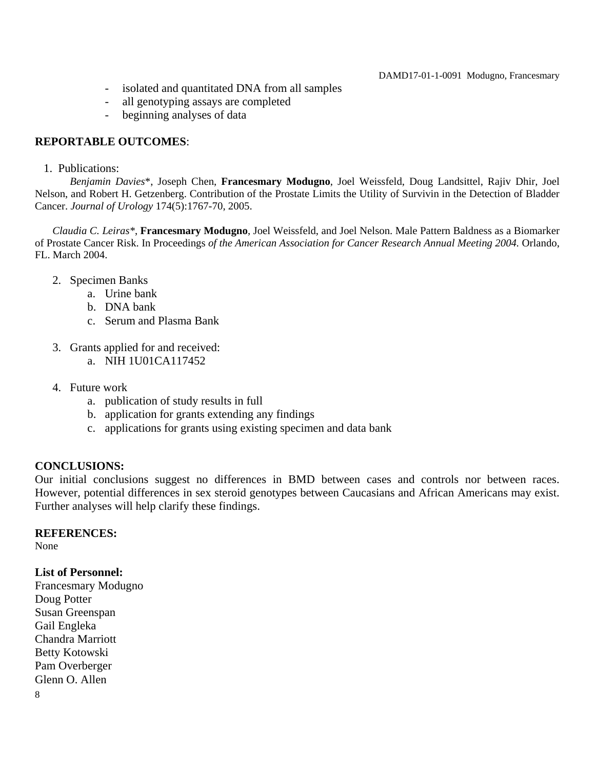- isolated and quantitated DNA from all samples
- all genotyping assays are completed
- beginning analyses of data

**REPORTABLE OUTCOMES**:

1. Publications:

*Benjamin Davies*\*, Joseph Chen, **Francesmary Modugno**, Joel Weissfeld, Doug Landsittel, Rajiv Dhir, Joel Nelson, and Robert H. Getzenberg. Contribution of the Prostate Limits the Utility of Survivin in the Detection of Bladder Cancer. *Journal of Urology* 174(5):1767-70, 2005.

*Claudia C. Leiras*\*, **Francesmary Modugno**, Joel Weissfeld, and Joel Nelson. Male Pattern Baldness as a Biomarker of Prostate Cancer Risk. In Proceedings *of the American Association for Cancer Research Annual Meeting 2004.* Orlando, FL. March 2004.

2. Specimen Banks
   a. Urine bank
   b. DNA bank
   c. Serum and Plasma Bank

3. Grants applied for and received:
   a. NIH 1U01CA117452

4. Future work
   a. publication of study results in full
   b. application for grants extending any findings
   c. applications for grants using existing specimen and data bank

**CONCLUSIONS:**

Our initial conclusions suggest no differences in BMD between cases and controls nor between races. However, potential differences in sex steroid genotypes between Caucasians and African Americans may exist. Further analyses will help clarify these findings.

**REFERENCES:**

None

**List of Personnel:**

Francesmary Modugno
Doug Potter
Susan Greenspan
Gail Engleka
Chandra Marriott
Betty Kotowski
Pam Overberger
Glenn O. Allen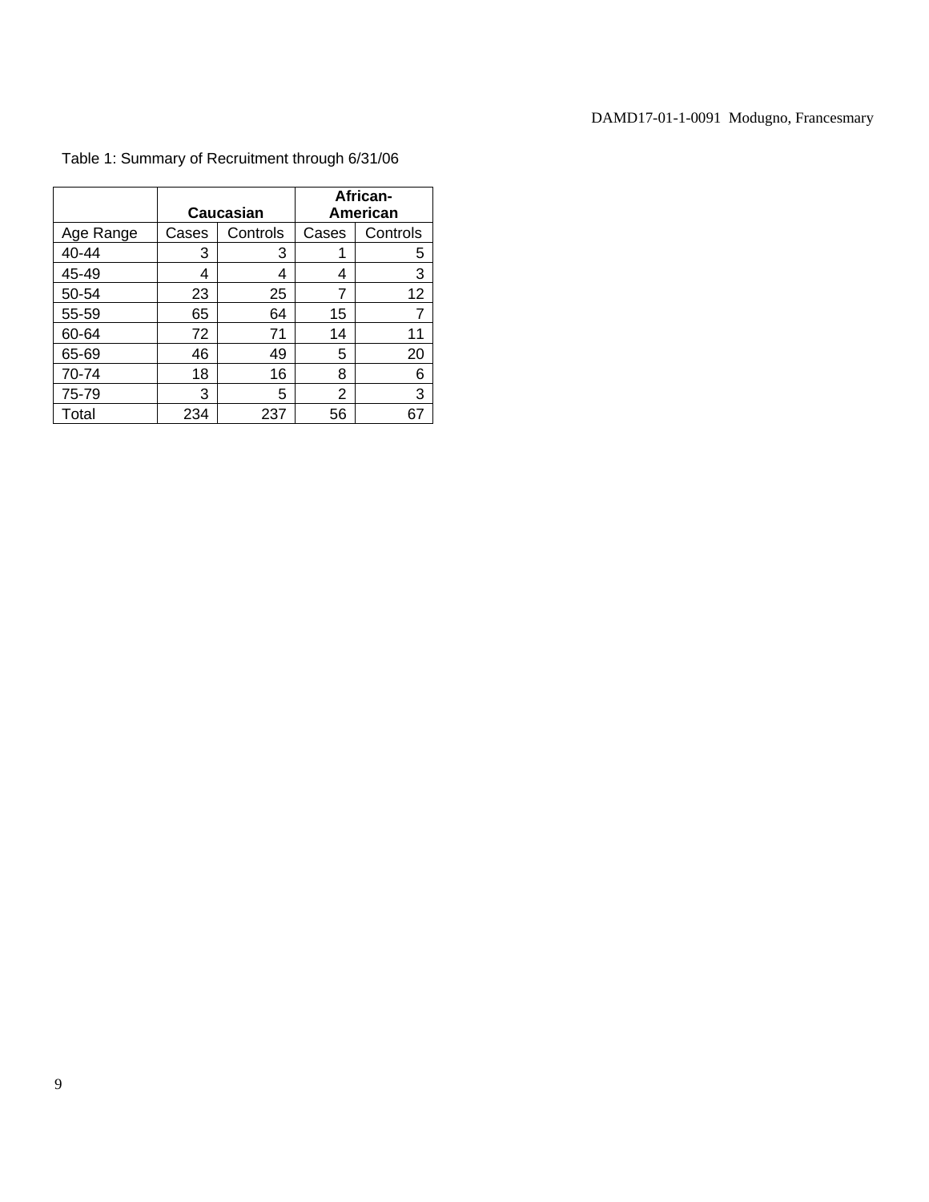Table 1: Summary of Recruitment through 6/31/06

| | Caucasian | | African-American | |
|---|---|---|---|---|
| Age Range | Cases | Controls | Cases | Controls |
| 40-44 | 3 | 3 | 1 | 5 |
| 45-49 | 4 | 4 | 4 | 3 |
| 50-54 | 23 | 25 | 7 | 12 |
| 55-59 | 65 | 64 | 15 | 7 |
| 60-64 | 72 | 71 | 14 | 11 |
| 65-69 | 46 | 49 | 5 | 20 |
| 70-74 | 18 | 16 | 8 | 6 |
| 75-79 | 3 | 5 | 2 | 3 |
| Total | 234 | 237 | 56 | 67 |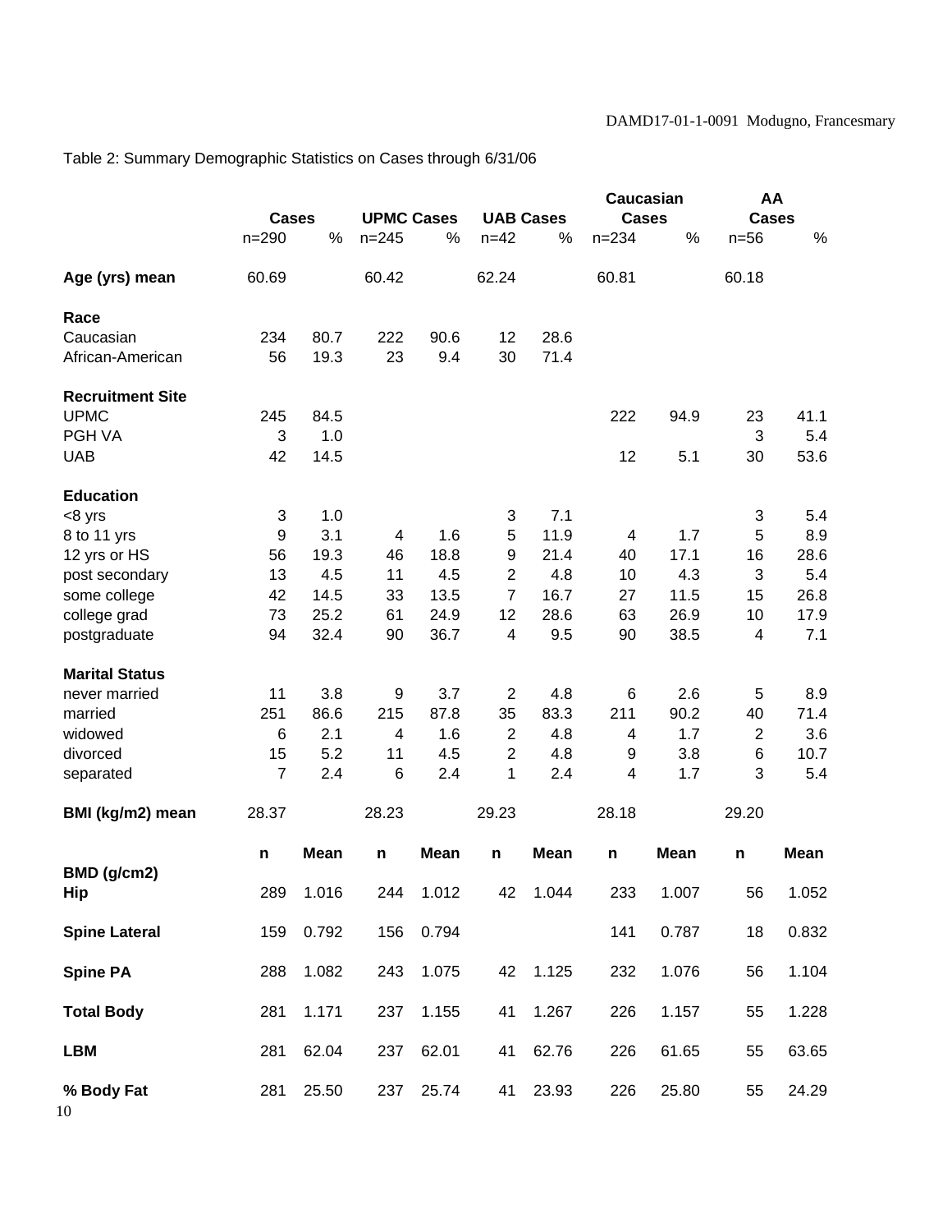Table 2: Summary Demographic Statistics on Cases through 6/31/06

| | Cases | | UPMC Cases | | UAB Cases | | Caucasian Cases | | AA Cases | |
|---|---|---|---|---|---|---|---|---|---|---|
| | n=290 | % | n=245 | % | n=42 | % | n=234 | % | n=56 | % |
| **Age (yrs) mean** | 60.69 | | 60.42 | | 62.24 | | 60.81 | | 60.18 | |
| **Race** | | | | | | | | | | |
| Caucasian | 234 | 80.7 | 222 | 90.6 | 12 | 28.6 | | | | |
| African-American | 56 | 19.3 | 23 | 9.4 | 30 | 71.4 | | | | |
| **Recruitment Site** | | | | | | | | | | |
| UPMC | 245 | 84.5 | | | | | 222 | 94.9 | 23 | 41.1 |
| PGH VA | 3 | 1.0 | | | | | | | 3 | 5.4 |
| UAB | 42 | 14.5 | | | | | 12 | 5.1 | 30 | 53.6 |
| **Education** | | | | | | | | | | |
| <8 yrs | 3 | 1.0 | | | 3 | 7.1 | | | 3 | 5.4 |
| 8 to 11 yrs | 9 | 3.1 | 4 | 1.6 | 5 | 11.9 | 4 | 1.7 | 5 | 8.9 |
| 12 yrs or HS | 56 | 19.3 | 46 | 18.8 | 9 | 21.4 | 40 | 17.1 | 16 | 28.6 |
| post secondary | 13 | 4.5 | 11 | 4.5 | 2 | 4.8 | 10 | 4.3 | 3 | 5.4 |
| some college | 42 | 14.5 | 33 | 13.5 | 7 | 16.7 | 27 | 11.5 | 15 | 26.8 |
| college grad | 73 | 25.2 | 61 | 24.9 | 12 | 28.6 | 63 | 26.9 | 10 | 17.9 |
| postgraduate | 94 | 32.4 | 90 | 36.7 | 4 | 9.5 | 90 | 38.5 | 4 | 7.1 |
| **Marital Status** | | | | | | | | | | |
| never married | 11 | 3.8 | 9 | 3.7 | 2 | 4.8 | 6 | 2.6 | 5 | 8.9 |
| married | 251 | 86.6 | 215 | 87.8 | 35 | 83.3 | 211 | 90.2 | 40 | 71.4 |
| widowed | 6 | 2.1 | 4 | 1.6 | 2 | 4.8 | 4 | 1.7 | 2 | 3.6 |
| divorced | 15 | 5.2 | 11 | 4.5 | 2 | 4.8 | 9 | 3.8 | 6 | 10.7 |
| separated | 7 | 2.4 | 6 | 2.4 | 1 | 2.4 | 4 | 1.7 | 3 | 5.4 |
| **BMI (kg/m2) mean** | 28.37 | | 28.23 | | 29.23 | | 28.18 | | 29.20 | |
| | **n** | **Mean** | **n** | **Mean** | **n** | **Mean** | **n** | **Mean** | **n** | **Mean** |
| **BMD (g/cm2)** | | | | | | | | | | |
| **Hip** | 289 | 1.016 | 244 | 1.012 | 42 | 1.044 | 233 | 1.007 | 56 | 1.052 |
| **Spine Lateral** | 159 | 0.792 | 156 | 0.794 | | | 141 | 0.787 | 18 | 0.832 |
| **Spine PA** | 288 | 1.082 | 243 | 1.075 | 42 | 1.125 | 232 | 1.076 | 56 | 1.104 |
| **Total Body** | 281 | 1.171 | 237 | 1.155 | 41 | 1.267 | 226 | 1.157 | 55 | 1.228 |
| **LBM** | 281 | 62.04 | 237 | 62.01 | 41 | 62.76 | 226 | 61.65 | 55 | 63.65 |
| **% Body Fat** | 281 | 25.50 | 237 | 25.74 | 41 | 23.93 | 226 | 25.80 | 55 | 24.29 |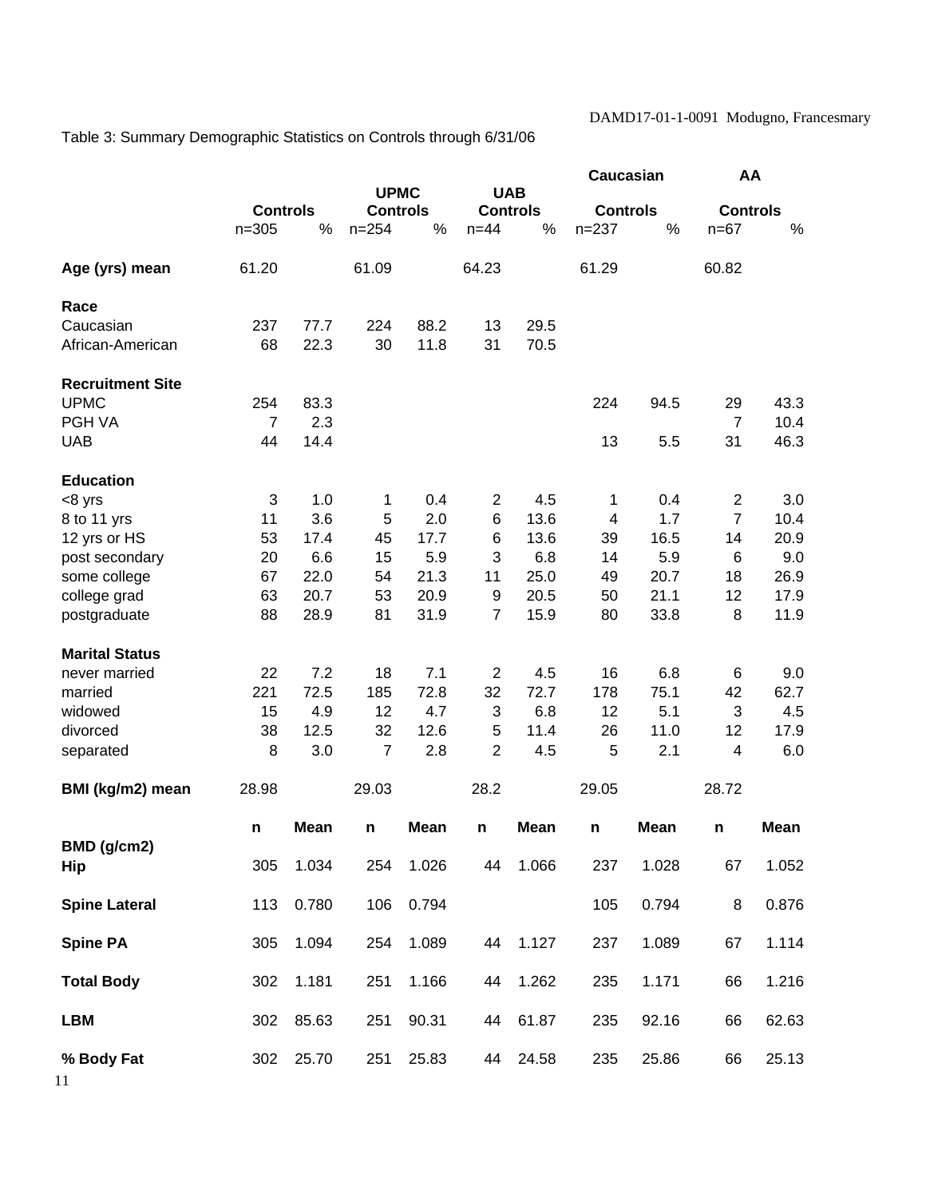Table 3: Summary Demographic Statistics on Controls through 6/31/06

| | Controls | | UPMC Controls | | UAB Controls | | Caucasian Controls | | AA Controls | |
|---|---|---|---|---|---|---|---|---|---|---|
| | n=305 | % | n=254 | % | n=44 | % | n=237 | % | n=67 | % |
| **Age (yrs) mean** | 61.20 | | 61.09 | | 64.23 | | 61.29 | | 60.82 | |
| **Race** | | | | | | | | | | |
| Caucasian | 237 | 77.7 | 224 | 88.2 | 13 | 29.5 | | | | |
| African-American | 68 | 22.3 | 30 | 11.8 | 31 | 70.5 | | | | |
| **Recruitment Site** | | | | | | | | | | |
| UPMC | 254 | 83.3 | | | | | 224 | 94.5 | 29 | 43.3 |
| PGH VA | 7 | 2.3 | | | | | | | 7 | 10.4 |
| UAB | 44 | 14.4 | | | | | 13 | 5.5 | 31 | 46.3 |
| **Education** | | | | | | | | | | |
| <8 yrs | 3 | 1.0 | 1 | 0.4 | 2 | 4.5 | 1 | 0.4 | 2 | 3.0 |
| 8 to 11 yrs | 11 | 3.6 | 5 | 2.0 | 6 | 13.6 | 4 | 1.7 | 7 | 10.4 |
| 12 yrs or HS | 53 | 17.4 | 45 | 17.7 | 6 | 13.6 | 39 | 16.5 | 14 | 20.9 |
| post secondary | 20 | 6.6 | 15 | 5.9 | 3 | 6.8 | 14 | 5.9 | 6 | 9.0 |
| some college | 67 | 22.0 | 54 | 21.3 | 11 | 25.0 | 49 | 20.7 | 18 | 26.9 |
| college grad | 63 | 20.7 | 53 | 20.9 | 9 | 20.5 | 50 | 21.1 | 12 | 17.9 |
| postgraduate | 88 | 28.9 | 81 | 31.9 | 7 | 15.9 | 80 | 33.8 | 8 | 11.9 |
| **Marital Status** | | | | | | | | | | |
| never married | 22 | 7.2 | 18 | 7.1 | 2 | 4.5 | 16 | 6.8 | 6 | 9.0 |
| married | 221 | 72.5 | 185 | 72.8 | 32 | 72.7 | 178 | 75.1 | 42 | 62.7 |
| widowed | 15 | 4.9 | 12 | 4.7 | 3 | 6.8 | 12 | 5.1 | 3 | 4.5 |
| divorced | 38 | 12.5 | 32 | 12.6 | 5 | 11.4 | 26 | 11.0 | 12 | 17.9 |
| separated | 8 | 3.0 | 7 | 2.8 | 2 | 4.5 | 5 | 2.1 | 4 | 6.0 |
| **BMI (kg/m2) mean** | 28.98 | | 29.03 | | 28.2 | | 29.05 | | 28.72 | |
| | **n** | **Mean** | **n** | **Mean** | **n** | **Mean** | **n** | **Mean** | **n** | **Mean** |
| **BMD (g/cm2)** | | | | | | | | | | |
| **Hip** | 305 | 1.034 | 254 | 1.026 | 44 | 1.066 | 237 | 1.028 | 67 | 1.052 |
| **Spine Lateral** | 113 | 0.780 | 106 | 0.794 | | | 105 | 0.794 | 8 | 0.876 |
| **Spine PA** | 305 | 1.094 | 254 | 1.089 | 44 | 1.127 | 237 | 1.089 | 67 | 1.114 |
| **Total Body** | 302 | 1.181 | 251 | 1.166 | 44 | 1.262 | 235 | 1.171 | 66 | 1.216 |
| **LBM** | 302 | 85.63 | 251 | 90.31 | 44 | 61.87 | 235 | 92.16 | 66 | 62.63 |
| **% Body Fat** | 302 | 25.70 | 251 | 25.83 | 44 | 24.58 | 235 | 25.86 | 66 | 25.13 |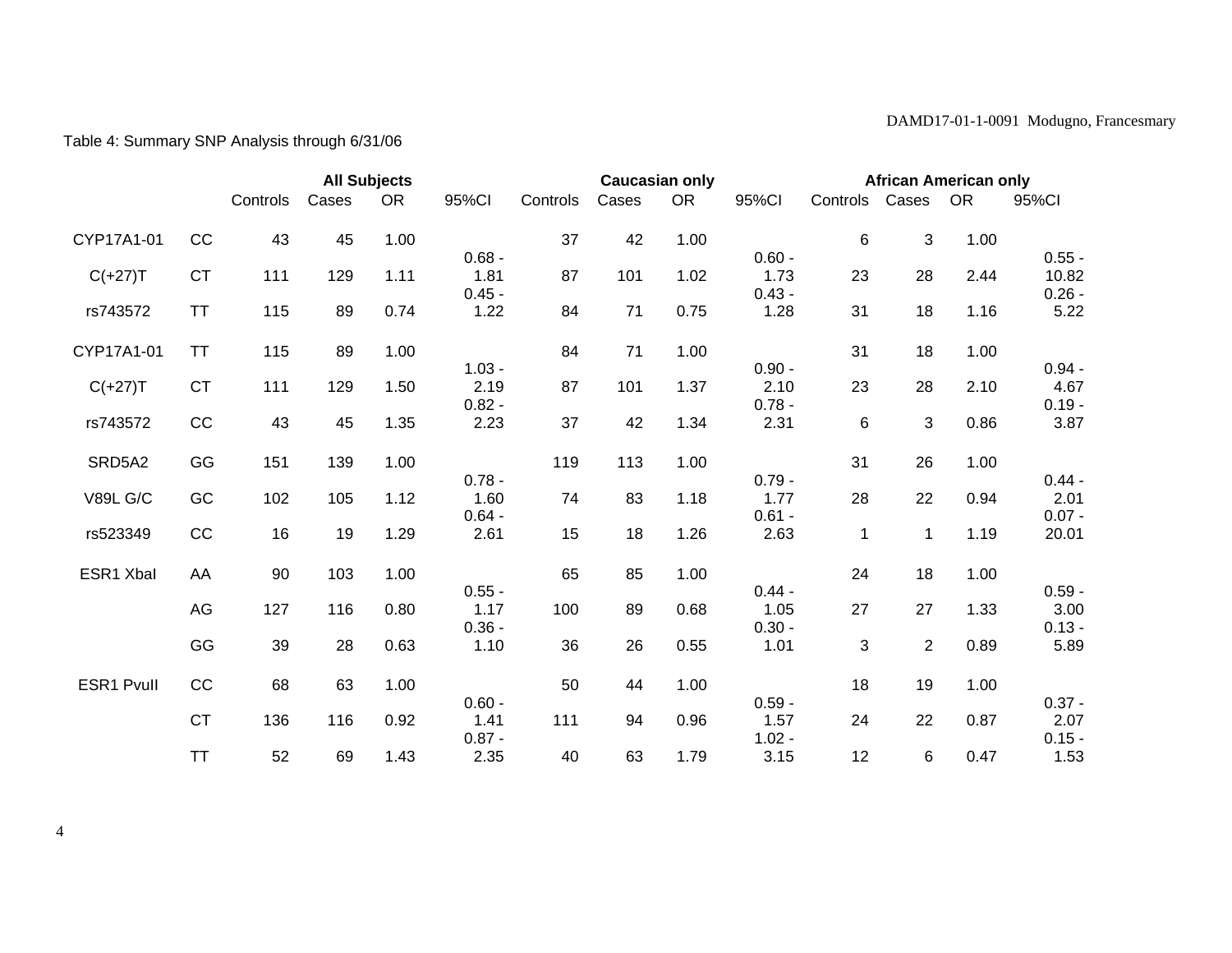Table 4: Summary SNP Analysis through 6/31/06

| | | All Subjects | | | | Caucasian only | | | | African American only | | | |
|---|---|---|---|---|---|---|---|---|---|---|---|---|---|
| | | Controls | Cases | OR | 95%CI | Controls | Cases | OR | 95%CI | Controls | Cases | OR | 95%CI |
| CYP17A1-01 | CC | 43 | 45 | 1.00 | | 37 | 42 | 1.00 | | 6 | 3 | 1.00 | |
| C(+27)T | CT | 111 | 129 | 1.11 | 0.68 - 1.81 | 87 | 101 | 1.02 | 0.60 - 1.73 | 23 | 28 | 2.44 | 0.55 - 10.82 |
| rs743572 | TT | 115 | 89 | 0.74 | 0.45 - 1.22 | 84 | 71 | 0.75 | 0.43 - 1.28 | 31 | 18 | 1.16 | 0.26 - 5.22 |
| CYP17A1-01 | TT | 115 | 89 | 1.00 | | 84 | 71 | 1.00 | | 31 | 18 | 1.00 | |
| C(+27)T | CT | 111 | 129 | 1.50 | 1.03 - 2.19 | 87 | 101 | 1.37 | 0.90 - 2.10 | 23 | 28 | 2.10 | 0.94 - 4.67 |
| rs743572 | CC | 43 | 45 | 1.35 | 0.82 - 2.23 | 37 | 42 | 1.34 | 0.78 - 2.31 | 6 | 3 | 0.86 | 0.19 - 3.87 |
| SRD5A2 | GG | 151 | 139 | 1.00 | | 119 | 113 | 1.00 | | 31 | 26 | 1.00 | |
| V89L G/C | GC | 102 | 105 | 1.12 | 0.78 - 1.60 | 74 | 83 | 1.18 | 0.79 - 1.77 | 28 | 22 | 0.94 | 0.44 - 2.01 |
| rs523349 | CC | 16 | 19 | 1.29 | 0.64 - 2.61 | 15 | 18 | 1.26 | 0.61 - 2.63 | 1 | 1 | 1.19 | 0.07 - 20.01 |
| ESR1 XbaI | AA | 90 | 103 | 1.00 | | 65 | 85 | 1.00 | | 24 | 18 | 1.00 | |
| | AG | 127 | 116 | 0.80 | 0.55 - 1.17 | 100 | 89 | 0.68 | 0.44 - 1.05 | 27 | 27 | 1.33 | 0.59 - 3.00 |
| | GG | 39 | 28 | 0.63 | 0.36 - 1.10 | 36 | 26 | 0.55 | 0.30 - 1.01 | 3 | 2 | 0.89 | 0.13 - 5.89 |
| ESR1 PvuII | CC | 68 | 63 | 1.00 | | 50 | 44 | 1.00 | | 18 | 19 | 1.00 | |
| | CT | 136 | 116 | 0.92 | 0.60 - 1.41 | 111 | 94 | 0.96 | 0.59 - 1.57 | 24 | 22 | 0.87 | 0.37 - 2.07 |
| | TT | 52 | 69 | 1.43 | 0.87 - 2.35 | 40 | 63 | 1.79 | 1.02 - 3.15 | 12 | 6 | 0.47 | 0.15 - 1.53 |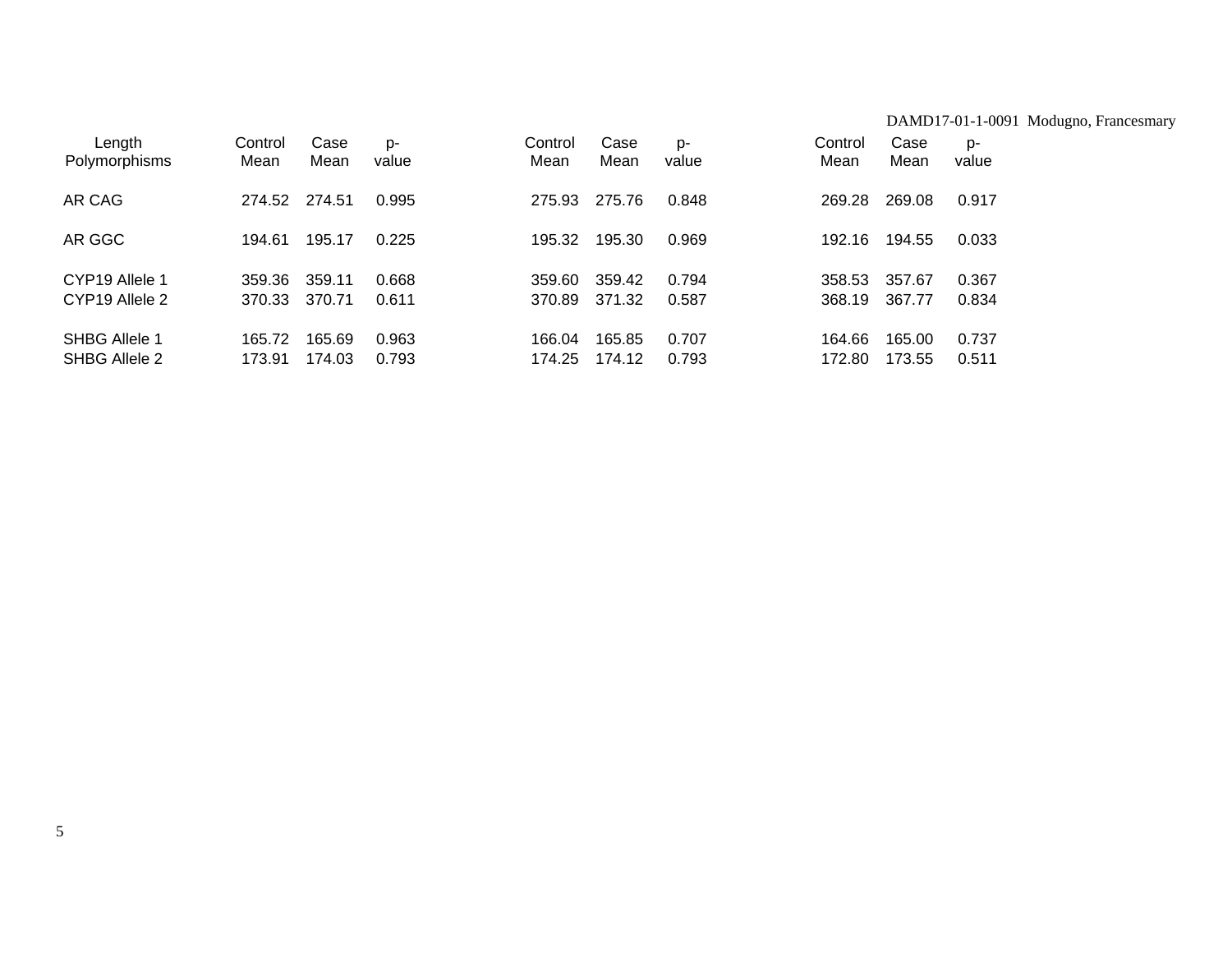| Length Polymorphisms | Control Mean | Case Mean | p-value | Control Mean | Case Mean | p-value | Control Mean | Case Mean | p-value |
|---|---|---|---|---|---|---|---|---|---|
| AR CAG | 274.52 | 274.51 | 0.995 | 275.93 | 275.76 | 0.848 | 269.28 | 269.08 | 0.917 |
| AR GGC | 194.61 | 195.17 | 0.225 | 195.32 | 195.30 | 0.969 | 192.16 | 194.55 | 0.033 |
| CYP19 Allele 1 | 359.36 | 359.11 | 0.668 | 359.60 | 359.42 | 0.794 | 358.53 | 357.67 | 0.367 |
| CYP19 Allele 2 | 370.33 | 370.71 | 0.611 | 370.89 | 371.32 | 0.587 | 368.19 | 367.77 | 0.834 |
| SHBG Allele 1 | 165.72 | 165.69 | 0.963 | 166.04 | 165.85 | 0.707 | 164.66 | 165.00 | 0.737 |
| SHBG Allele 2 | 173.91 | 174.03 | 0.793 | 174.25 | 174.12 | 0.793 | 172.80 | 173.55 | 0.511 |